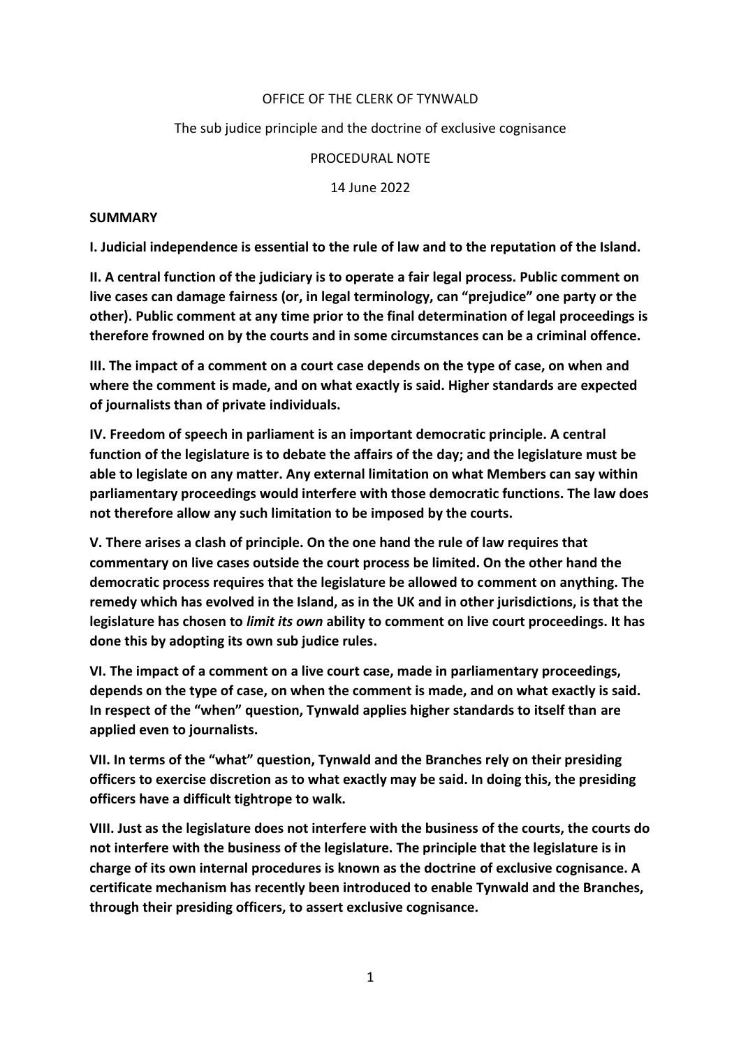OFFICE OF THE CLERK OF TYNWALD

The sub judice principle and the doctrine of exclusive cognisance

PROCEDURAL NOTE

14 June 2022

**SUMMARY**

**I. Judicial independence is essential to the rule of law and to the reputation of the Island.**

**II. A central function of the judiciary is to operate a fair legal process. Public comment on live cases can damage fairness (or, in legal terminology, can "prejudice" one party or the other). Public comment at any time prior to the final determination of legal proceedings is therefore frowned on by the courts and in some circumstances can be a criminal offence.**

**III. The impact of a comment on a court case depends on the type of case, on when and where the comment is made, and on what exactly is said. Higher standards are expected of journalists than of private individuals.**

**IV. Freedom of speech in parliament is an important democratic principle. A central function of the legislature is to debate the affairs of the day; and the legislature must be able to legislate on any matter. Any external limitation on what Members can say within parliamentary proceedings would interfere with those democratic functions. The law does not therefore allow any such limitation to be imposed by the courts.**

**V. There arises a clash of principle. On the one hand the rule of law requires that commentary on live cases outside the court process be limited. On the other hand the democratic process requires that the legislature be allowed to comment on anything. The remedy which has evolved in the Island, as in the UK and in other jurisdictions, is that the legislature has chosen to *limit its own* ability to comment on live court proceedings. It has done this by adopting its own sub judice rules.**

**VI. The impact of a comment on a live court case, made in parliamentary proceedings, depends on the type of case, on when the comment is made, and on what exactly is said. In respect of the "when" question, Tynwald applies higher standards to itself than are applied even to journalists.**

**VII. In terms of the "what" question, Tynwald and the Branches rely on their presiding officers to exercise discretion as to what exactly may be said. In doing this, the presiding officers have a difficult tightrope to walk.**

**VIII. Just as the legislature does not interfere with the business of the courts, the courts do not interfere with the business of the legislature. The principle that the legislature is in charge of its own internal procedures is known as the doctrine of exclusive cognisance. A certificate mechanism has recently been introduced to enable Tynwald and the Branches, through their presiding officers, to assert exclusive cognisance.**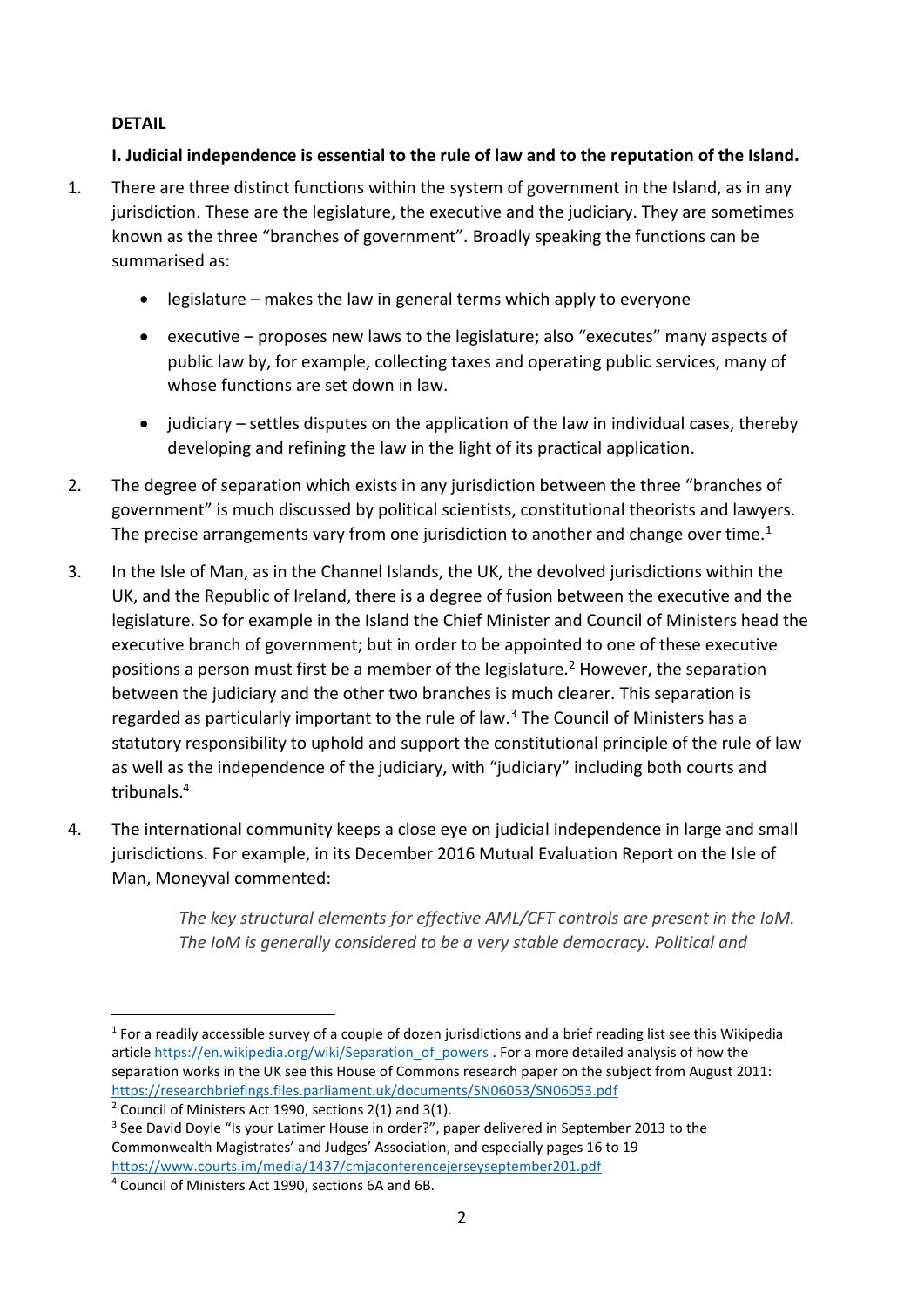**DETAIL**

**I. Judicial independence is essential to the rule of law and to the reputation of the Island.**

1. There are three distinct functions within the system of government in the Island, as in any jurisdiction. These are the legislature, the executive and the judiciary. They are sometimes known as the three "branches of government". Broadly speaking the functions can be summarised as:

   - legislature – makes the law in general terms which apply to everyone
   - executive – proposes new laws to the legislature; also "executes" many aspects of public law by, for example, collecting taxes and operating public services, many of whose functions are set down in law.
   - judiciary – settles disputes on the application of the law in individual cases, thereby developing and refining the law in the light of its practical application.

2. The degree of separation which exists in any jurisdiction between the three "branches of government" is much discussed by political scientists, constitutional theorists and lawyers. The precise arrangements vary from one jurisdiction to another and change over time.[1]

3. In the Isle of Man, as in the Channel Islands, the UK, the devolved jurisdictions within the UK, and the Republic of Ireland, there is a degree of fusion between the executive and the legislature. So for example in the Island the Chief Minister and Council of Ministers head the executive branch of government; but in order to be appointed to one of these executive positions a person must first be a member of the legislature.[2] However, the separation between the judiciary and the other two branches is much clearer. This separation is regarded as particularly important to the rule of law.[3] The Council of Ministers has a statutory responsibility to uphold and support the constitutional principle of the rule of law as well as the independence of the judiciary, with "judiciary" including both courts and tribunals.[4]

4. The international community keeps a close eye on judicial independence in large and small jurisdictions. For example, in its December 2016 Mutual Evaluation Report on the Isle of Man, Moneyval commented:

   > *The key structural elements for effective AML/CFT controls are present in the IoM. The IoM is generally considered to be a very stable democracy. Political and*

---

[1] For a readily accessible survey of a couple of dozen jurisdictions and a brief reading list see this Wikipedia article https://en.wikipedia.org/wiki/Separation_of_powers . For a more detailed analysis of how the separation works in the UK see this House of Commons research paper on the subject from August 2011: https://researchbriefings.files.parliament.uk/documents/SN06053/SN06053.pdf

[2] Council of Ministers Act 1990, sections 2(1) and 3(1).

[3] See David Doyle "Is your Latimer House in order?", paper delivered in September 2013 to the Commonwealth Magistrates' and Judges' Association, and especially pages 16 to 19 https://www.courts.im/media/1437/cmjaconferencejerseyseptember201.pdf

[4] Council of Ministers Act 1990, sections 6A and 6B.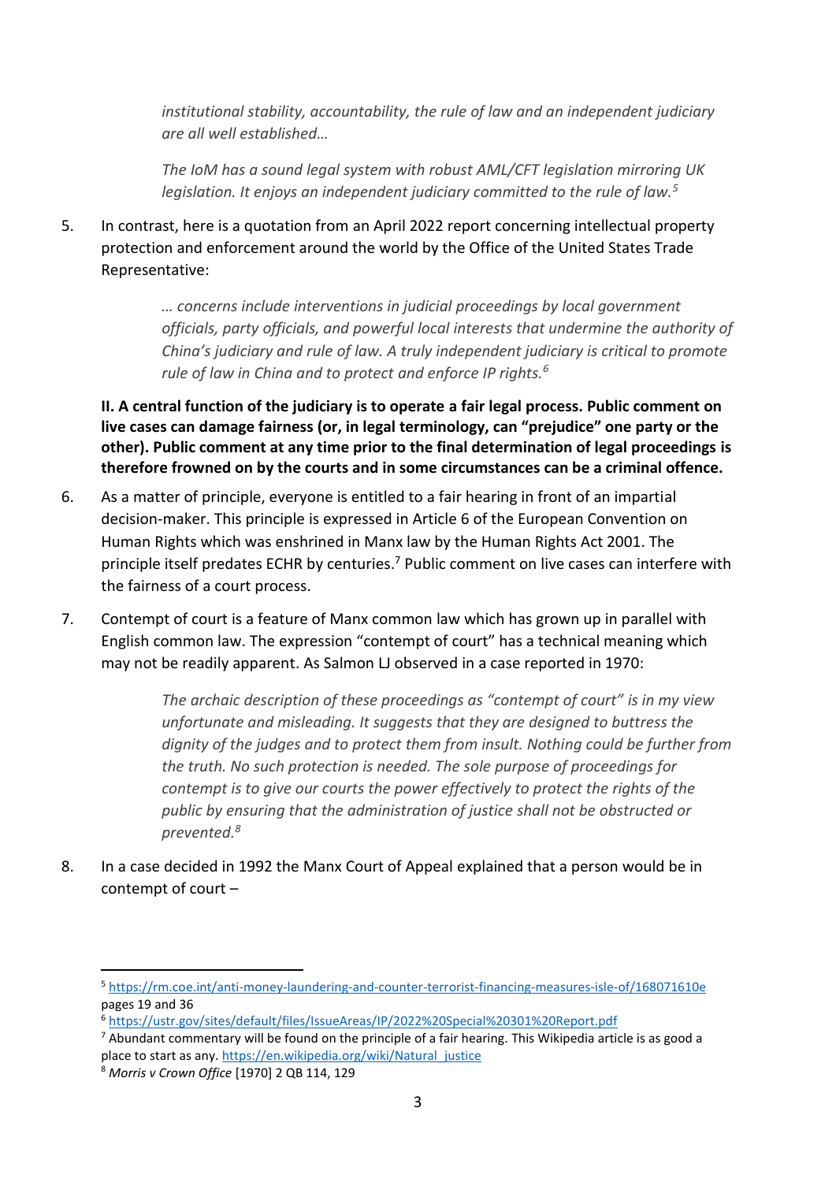*institutional stability, accountability, the rule of law and an independent judiciary are all well established…*

*The IoM has a sound legal system with robust AML/CFT legislation mirroring UK legislation. It enjoys an independent judiciary committed to the rule of law.*[5]

5. In contrast, here is a quotation from an April 2022 report concerning intellectual property protection and enforcement around the world by the Office of the United States Trade Representative:

> *… concerns include interventions in judicial proceedings by local government officials, party officials, and powerful local interests that undermine the authority of China's judiciary and rule of law. A truly independent judiciary is critical to promote rule of law in China and to protect and enforce IP rights.*[6]

**II. A central function of the judiciary is to operate a fair legal process. Public comment on live cases can damage fairness (or, in legal terminology, can "prejudice" one party or the other). Public comment at any time prior to the final determination of legal proceedings is therefore frowned on by the courts and in some circumstances can be a criminal offence.**

6. As a matter of principle, everyone is entitled to a fair hearing in front of an impartial decision-maker. This principle is expressed in Article 6 of the European Convention on Human Rights which was enshrined in Manx law by the Human Rights Act 2001. The principle itself predates ECHR by centuries.[7] Public comment on live cases can interfere with the fairness of a court process.

7. Contempt of court is a feature of Manx common law which has grown up in parallel with English common law. The expression "contempt of court" has a technical meaning which may not be readily apparent. As Salmon LJ observed in a case reported in 1970:

> *The archaic description of these proceedings as "contempt of court" is in my view unfortunate and misleading. It suggests that they are designed to buttress the dignity of the judges and to protect them from insult. Nothing could be further from the truth. No such protection is needed. The sole purpose of proceedings for contempt is to give our courts the power effectively to protect the rights of the public by ensuring that the administration of justice shall not be obstructed or prevented.*[8]

8. In a case decided in 1992 the Manx Court of Appeal explained that a person would be in contempt of court –

---

[5] https://rm.coe.int/anti-money-laundering-and-counter-terrorist-financing-measures-isle-of/168071610e pages 19 and 36

[6] https://ustr.gov/sites/default/files/IssueAreas/IP/2022%20Special%20301%20Report.pdf

[7] Abundant commentary will be found on the principle of a fair hearing. This Wikipedia article is as good a place to start as any. https://en.wikipedia.org/wiki/Natural_justice

[8] *Morris v Crown Office* [1970] 2 QB 114, 129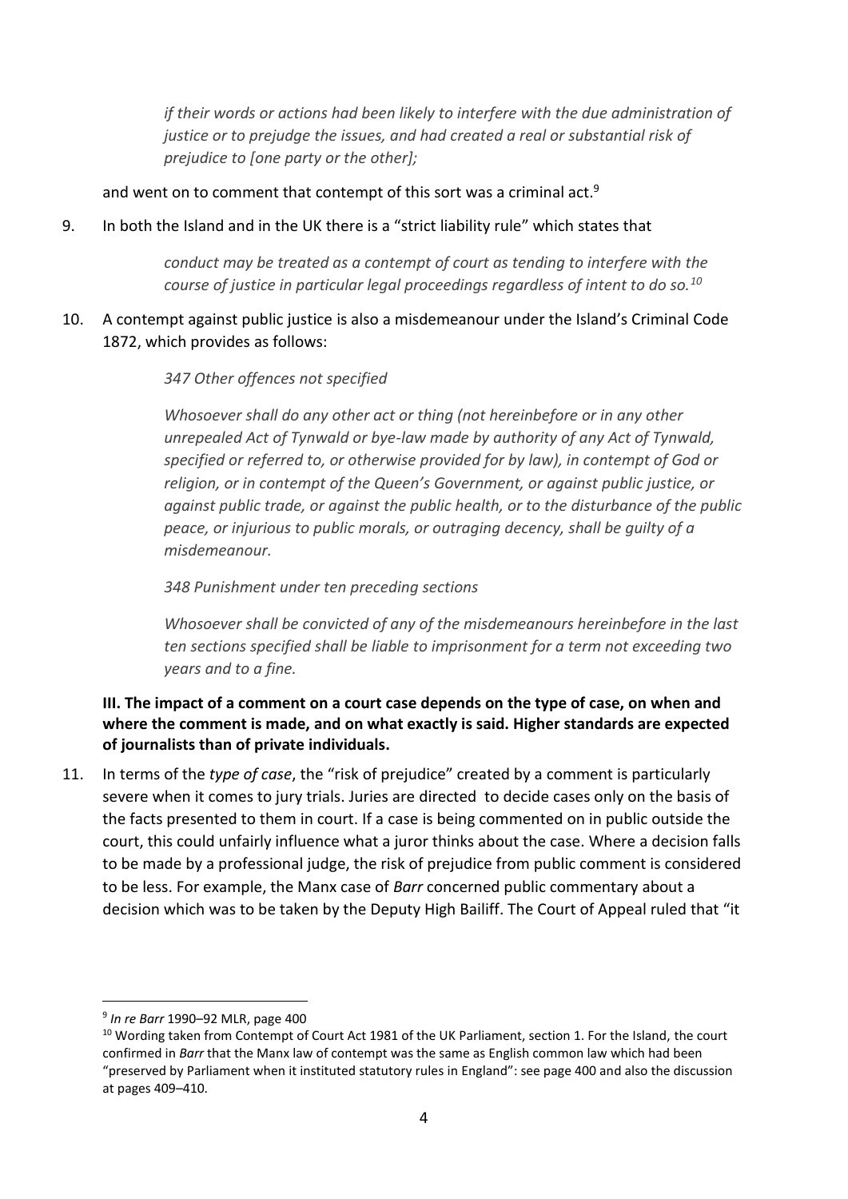> *if their words or actions had been likely to interfere with the due administration of justice or to prejudge the issues, and had created a real or substantial risk of prejudice to [one party or the other];*

and went on to comment that contempt of this sort was a criminal act.[9]

9. In both the Island and in the UK there is a "strict liability rule" which states that

> *conduct may be treated as a contempt of court as tending to interfere with the course of justice in particular legal proceedings regardless of intent to do so.*[10]

10. A contempt against public justice is also a misdemeanour under the Island's Criminal Code 1872, which provides as follows:

> *347 Other offences not specified*
>
> *Whosoever shall do any other act or thing (not hereinbefore or in any other unrepealed Act of Tynwald or bye-law made by authority of any Act of Tynwald, specified or referred to, or otherwise provided for by law), in contempt of God or religion, or in contempt of the Queen's Government, or against public justice, or against public trade, or against the public health, or to the disturbance of the public peace, or injurious to public morals, or outraging decency, shall be guilty of a misdemeanour.*
>
> *348 Punishment under ten preceding sections*
>
> *Whosoever shall be convicted of any of the misdemeanours hereinbefore in the last ten sections specified shall be liable to imprisonment for a term not exceeding two years and to a fine.*

### III. The impact of a comment on a court case depends on the type of case, on when and where the comment is made, and on what exactly is said. Higher standards are expected of journalists than of private individuals.

11. In terms of the *type of case*, the "risk of prejudice" created by a comment is particularly severe when it comes to jury trials. Juries are directed to decide cases only on the basis of the facts presented to them in court. If a case is being commented on in public outside the court, this could unfairly influence what a juror thinks about the case. Where a decision falls to be made by a professional judge, the risk of prejudice from public comment is considered to be less. For example, the Manx case of *Barr* concerned public commentary about a decision which was to be taken by the Deputy High Bailiff. The Court of Appeal ruled that "it

---

[9] *In re Barr* 1990–92 MLR, page 400

[10] Wording taken from Contempt of Court Act 1981 of the UK Parliament, section 1. For the Island, the court confirmed in *Barr* that the Manx law of contempt was the same as English common law which had been "preserved by Parliament when it instituted statutory rules in England": see page 400 and also the discussion at pages 409–410.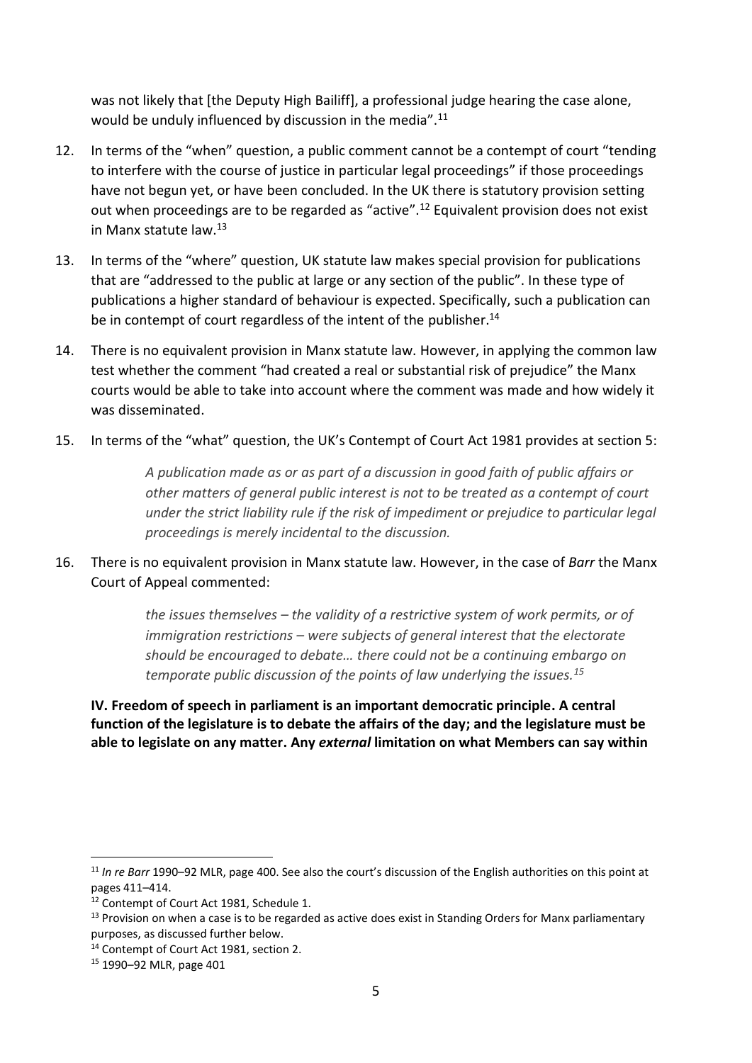was not likely that [the Deputy High Bailiff], a professional judge hearing the case alone, would be unduly influenced by discussion in the media".[11]

12. In terms of the "when" question, a public comment cannot be a contempt of court "tending to interfere with the course of justice in particular legal proceedings" if those proceedings have not begun yet, or have been concluded. In the UK there is statutory provision setting out when proceedings are to be regarded as "active".[12] Equivalent provision does not exist in Manx statute law.[13]

13. In terms of the "where" question, UK statute law makes special provision for publications that are "addressed to the public at large or any section of the public". In these type of publications a higher standard of behaviour is expected. Specifically, such a publication can be in contempt of court regardless of the intent of the publisher.[14]

14. There is no equivalent provision in Manx statute law. However, in applying the common law test whether the comment "had created a real or substantial risk of prejudice" the Manx courts would be able to take into account where the comment was made and how widely it was disseminated.

15. In terms of the "what" question, the UK's Contempt of Court Act 1981 provides at section 5:

> *A publication made as or as part of a discussion in good faith of public affairs or other matters of general public interest is not to be treated as a contempt of court under the strict liability rule if the risk of impediment or prejudice to particular legal proceedings is merely incidental to the discussion.*

16. There is no equivalent provision in Manx statute law. However, in the case of *Barr* the Manx Court of Appeal commented:

> *the issues themselves – the validity of a restrictive system of work permits, or of immigration restrictions – were subjects of general interest that the electorate should be encouraged to debate… there could not be a continuing embargo on temporate public discussion of the points of law underlying the issues.[15]*

**IV. Freedom of speech in parliament is an important democratic principle. A central function of the legislature is to debate the affairs of the day; and the legislature must be able to legislate on any matter. Any *external* limitation on what Members can say within**

---

[11] *In re Barr* 1990–92 MLR, page 400. See also the court's discussion of the English authorities on this point at pages 411–414.

[12] Contempt of Court Act 1981, Schedule 1.

[13] Provision on when a case is to be regarded as active does exist in Standing Orders for Manx parliamentary purposes, as discussed further below.

[14] Contempt of Court Act 1981, section 2.

[15] 1990–92 MLR, page 401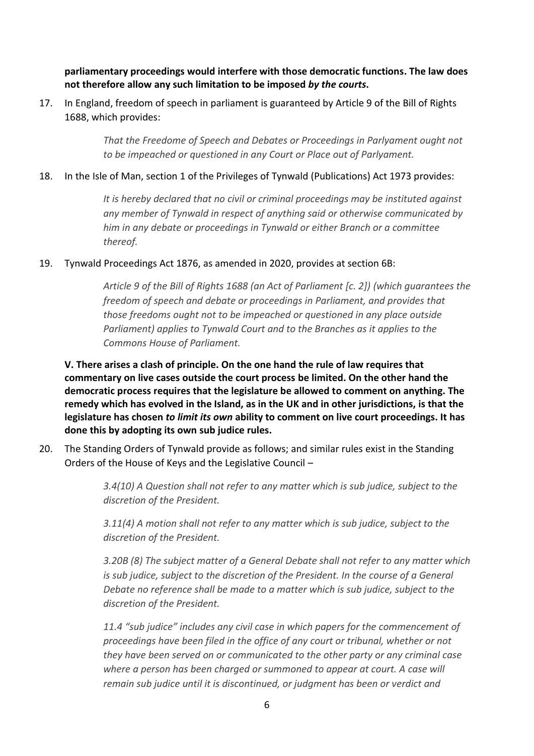**parliamentary proceedings would interfere with those democratic functions. The law does not therefore allow any such limitation to be imposed *by the courts*.**

17. In England, freedom of speech in parliament is guaranteed by Article 9 of the Bill of Rights 1688, which provides:

    > *That the Freedome of Speech and Debates or Proceedings in Parlyament ought not to be impeached or questioned in any Court or Place out of Parlyament.*

18. In the Isle of Man, section 1 of the Privileges of Tynwald (Publications) Act 1973 provides:

    > *It is hereby declared that no civil or criminal proceedings may be instituted against any member of Tynwald in respect of anything said or otherwise communicated by him in any debate or proceedings in Tynwald or either Branch or a committee thereof.*

19. Tynwald Proceedings Act 1876, as amended in 2020, provides at section 6B:

    > *Article 9 of the Bill of Rights 1688 (an Act of Parliament [c. 2]) (which guarantees the freedom of speech and debate or proceedings in Parliament, and provides that those freedoms ought not to be impeached or questioned in any place outside Parliament) applies to Tynwald Court and to the Branches as it applies to the Commons House of Parliament.*

**V. There arises a clash of principle. On the one hand the rule of law requires that commentary on live cases outside the court process be limited. On the other hand the democratic process requires that the legislature be allowed to comment on anything. The remedy which has evolved in the Island, as in the UK and in other jurisdictions, is that the legislature has chosen *to limit its own* ability to comment on live court proceedings. It has done this by adopting its own sub judice rules.**

20. The Standing Orders of Tynwald provide as follows; and similar rules exist in the Standing Orders of the House of Keys and the Legislative Council –

    > *3.4(10) A Question shall not refer to any matter which is sub judice, subject to the discretion of the President.*
    >
    > *3.11(4) A motion shall not refer to any matter which is sub judice, subject to the discretion of the President.*
    >
    > *3.20B (8) The subject matter of a General Debate shall not refer to any matter which is sub judice, subject to the discretion of the President. In the course of a General Debate no reference shall be made to a matter which is sub judice, subject to the discretion of the President.*
    >
    > *11.4 "sub judice" includes any civil case in which papers for the commencement of proceedings have been filed in the office of any court or tribunal, whether or not they have been served on or communicated to the other party or any criminal case where a person has been charged or summoned to appear at court. A case will remain sub judice until it is discontinued, or judgment has been or verdict and*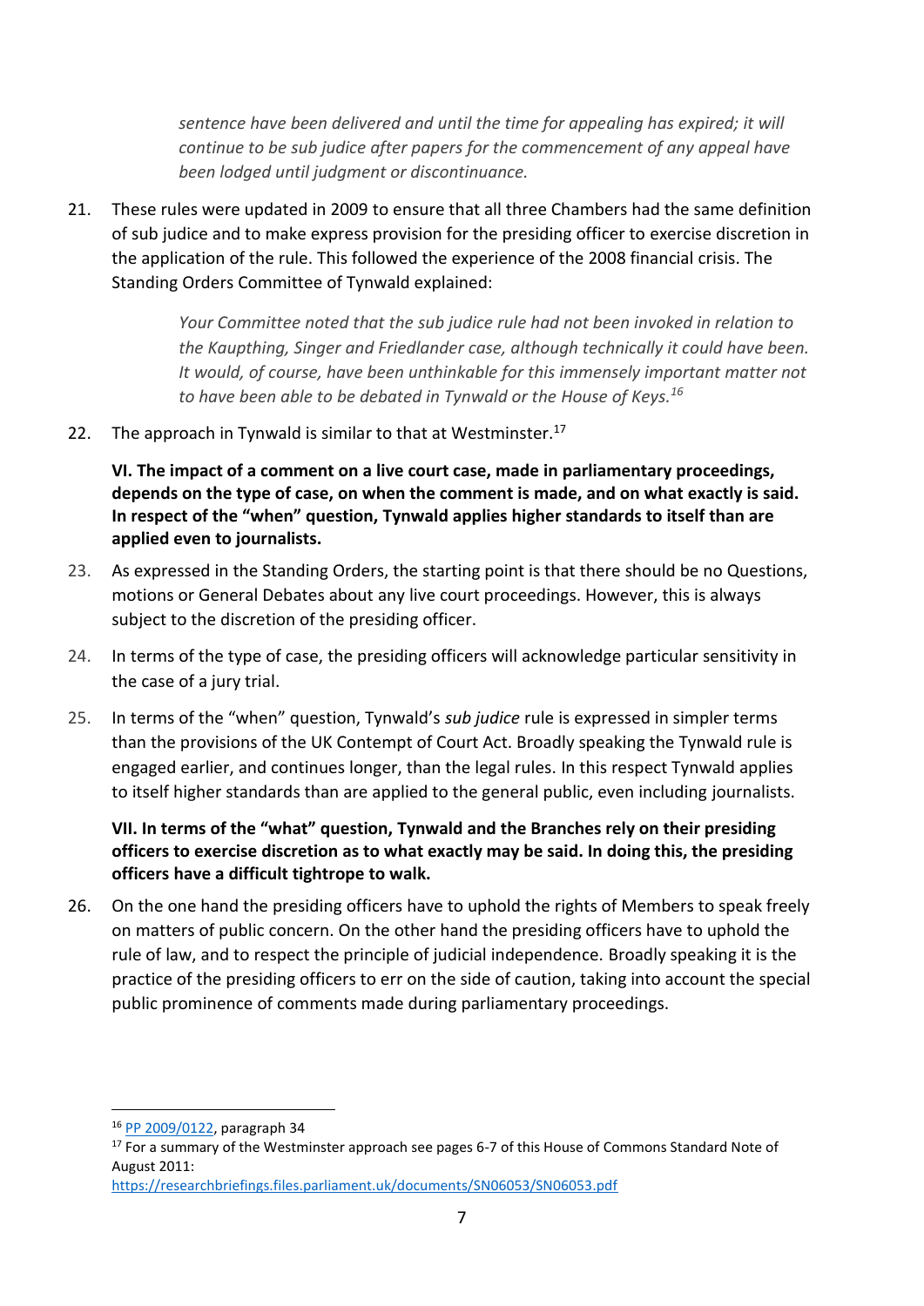> *sentence have been delivered and until the time for appealing has expired; it will continue to be sub judice after papers for the commencement of any appeal have been lodged until judgment or discontinuance.*

21. These rules were updated in 2009 to ensure that all three Chambers had the same definition of sub judice and to make express provision for the presiding officer to exercise discretion in the application of the rule. This followed the experience of the 2008 financial crisis. The Standing Orders Committee of Tynwald explained:

> *Your Committee noted that the sub judice rule had not been invoked in relation to the Kaupthing, Singer and Friedlander case, although technically it could have been. It would, of course, have been unthinkable for this immensely important matter not to have been able to be debated in Tynwald or the House of Keys.*[16]

22. The approach in Tynwald is similar to that at Westminster.[17]

**VI. The impact of a comment on a live court case, made in parliamentary proceedings, depends on the type of case, on when the comment is made, and on what exactly is said. In respect of the "when" question, Tynwald applies higher standards to itself than are applied even to journalists.**

23. As expressed in the Standing Orders, the starting point is that there should be no Questions, motions or General Debates about any live court proceedings. However, this is always subject to the discretion of the presiding officer.

24. In terms of the type of case, the presiding officers will acknowledge particular sensitivity in the case of a jury trial.

25. In terms of the "when" question, Tynwald's *sub judice* rule is expressed in simpler terms than the provisions of the UK Contempt of Court Act. Broadly speaking the Tynwald rule is engaged earlier, and continues longer, than the legal rules. In this respect Tynwald applies to itself higher standards than are applied to the general public, even including journalists.

**VII. In terms of the "what" question, Tynwald and the Branches rely on their presiding officers to exercise discretion as to what exactly may be said. In doing this, the presiding officers have a difficult tightrope to walk.**

26. On the one hand the presiding officers have to uphold the rights of Members to speak freely on matters of public concern. On the other hand the presiding officers have to uphold the rule of law, and to respect the principle of judicial independence. Broadly speaking it is the practice of the presiding officers to err on the side of caution, taking into account the special public prominence of comments made during parliamentary proceedings.

---

[16] PP 2009/0122, paragraph 34

[17] For a summary of the Westminster approach see pages 6-7 of this House of Commons Standard Note of August 2011: https://researchbriefings.files.parliament.uk/documents/SN06053/SN06053.pdf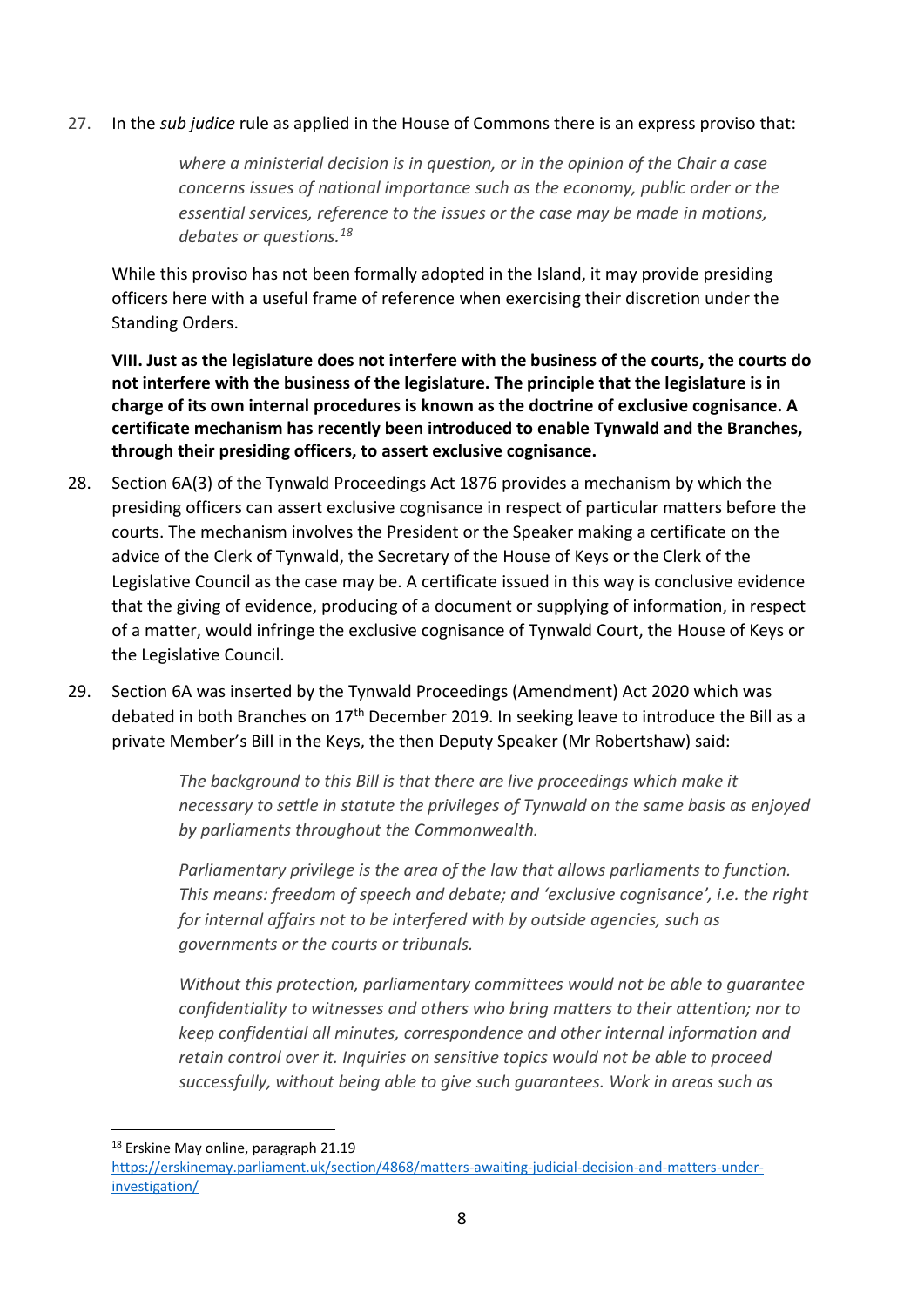27. In the *sub judice* rule as applied in the House of Commons there is an express proviso that:

> *where a ministerial decision is in question, or in the opinion of the Chair a case concerns issues of national importance such as the economy, public order or the essential services, reference to the issues or the case may be made in motions, debates or questions.*[18]

While this proviso has not been formally adopted in the Island, it may provide presiding officers here with a useful frame of reference when exercising their discretion under the Standing Orders.

**VIII. Just as the legislature does not interfere with the business of the courts, the courts do not interfere with the business of the legislature. The principle that the legislature is in charge of its own internal procedures is known as the doctrine of exclusive cognisance. A certificate mechanism has recently been introduced to enable Tynwald and the Branches, through their presiding officers, to assert exclusive cognisance.**

28. Section 6A(3) of the Tynwald Proceedings Act 1876 provides a mechanism by which the presiding officers can assert exclusive cognisance in respect of particular matters before the courts. The mechanism involves the President or the Speaker making a certificate on the advice of the Clerk of Tynwald, the Secretary of the House of Keys or the Clerk of the Legislative Council as the case may be. A certificate issued in this way is conclusive evidence that the giving of evidence, producing of a document or supplying of information, in respect of a matter, would infringe the exclusive cognisance of Tynwald Court, the House of Keys or the Legislative Council.

29. Section 6A was inserted by the Tynwald Proceedings (Amendment) Act 2020 which was debated in both Branches on 17th December 2019. In seeking leave to introduce the Bill as a private Member's Bill in the Keys, the then Deputy Speaker (Mr Robertshaw) said:

> *The background to this Bill is that there are live proceedings which make it necessary to settle in statute the privileges of Tynwald on the same basis as enjoyed by parliaments throughout the Commonwealth.*
>
> *Parliamentary privilege is the area of the law that allows parliaments to function. This means: freedom of speech and debate; and 'exclusive cognisance', i.e. the right for internal affairs not to be interfered with by outside agencies, such as governments or the courts or tribunals.*
>
> *Without this protection, parliamentary committees would not be able to guarantee confidentiality to witnesses and others who bring matters to their attention; nor to keep confidential all minutes, correspondence and other internal information and retain control over it. Inquiries on sensitive topics would not be able to proceed successfully, without being able to give such guarantees. Work in areas such as*

---

[18] Erskine May online, paragraph 21.19 https://erskinemay.parliament.uk/section/4868/matters-awaiting-judicial-decision-and-matters-under-investigation/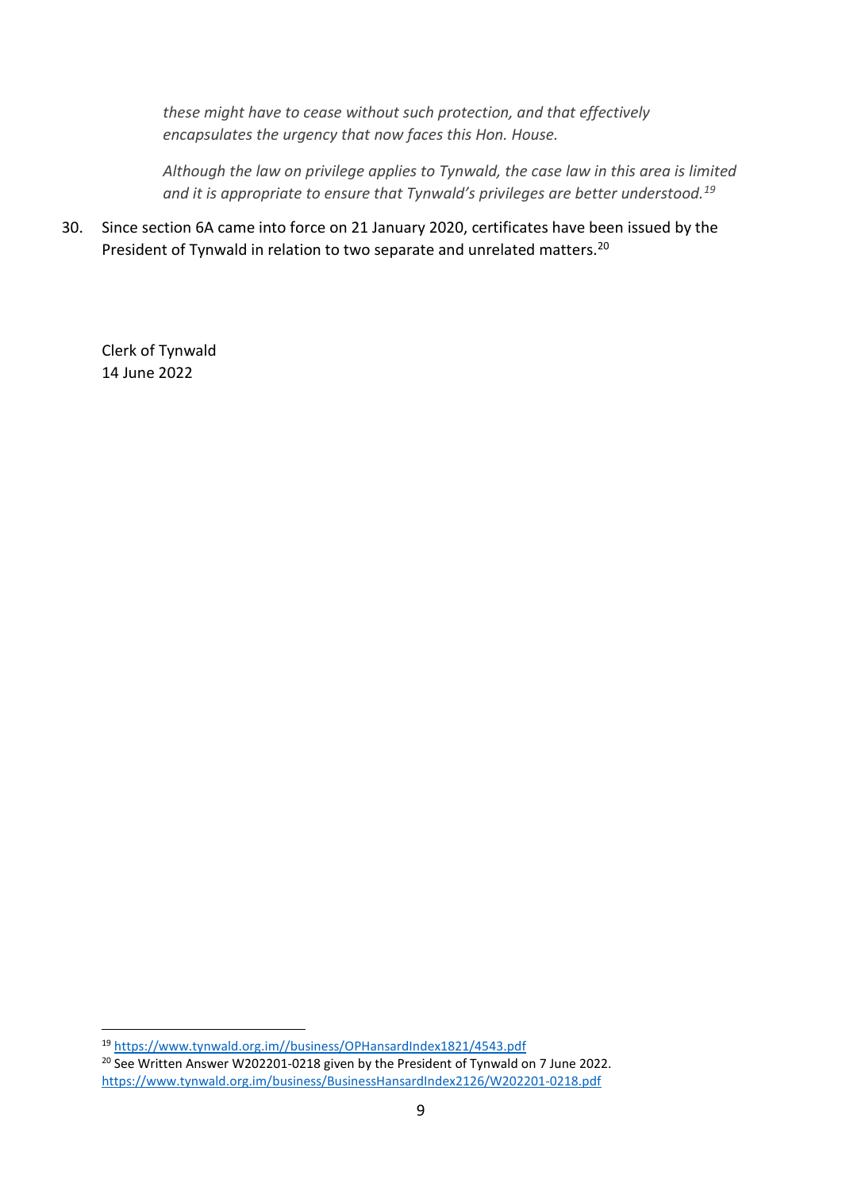*these might have to cease without such protection, and that effectively encapsulates the urgency that now faces this Hon. House.*

*Although the law on privilege applies to Tynwald, the case law in this area is limited and it is appropriate to ensure that Tynwald's privileges are better understood.*[19]

30. Since section 6A came into force on 21 January 2020, certificates have been issued by the President of Tynwald in relation to two separate and unrelated matters.[20]

Clerk of Tynwald
14 June 2022

---

[19] https://www.tynwald.org.im//business/OPHansardIndex1821/4543.pdf

[20] See Written Answer W202201-0218 given by the President of Tynwald on 7 June 2022. https://www.tynwald.org.im/business/BusinessHansardIndex2126/W202201-0218.pdf